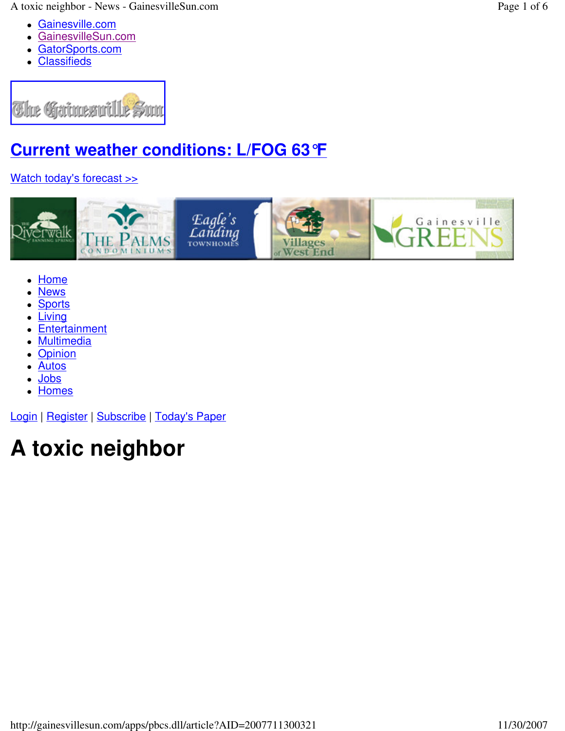- Gainesville.com
- GainesvilleSun.com
- GatorSports.com
- Classifieds

## Current weather conditions: L/FOG 63°F

Watch today's forecast >>

- Home
- News
- Sports
- Living
- Entertainment
- Multimedia
- Opinion
- Autos
- Jobs
- Homes

Login | Register | Subscribe | Today's Paper

# A toxic neighbor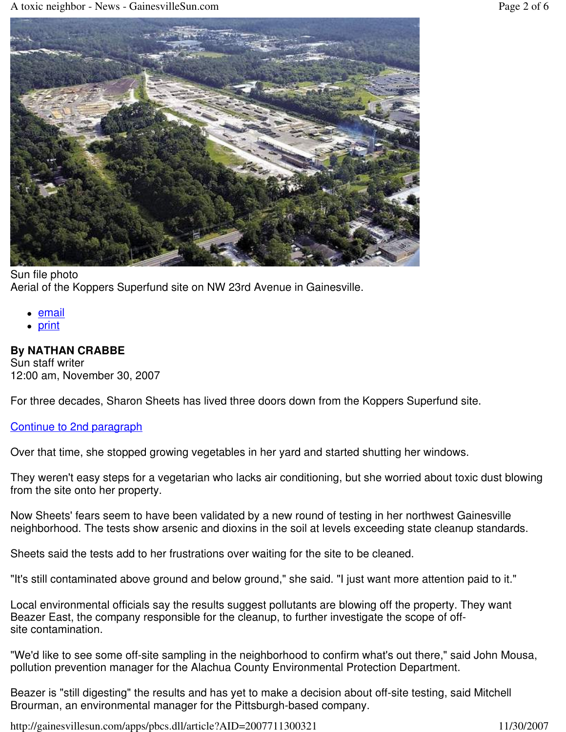Sun file photo
Aerial of the Koppers Superfund site on NW 23rd Avenue in Gainesville.

- email
- print

**By NATHAN CRABBE**
Sun staff writer
12:00 am, November 30, 2007

For three decades, Sharon Sheets has lived three doors down from the Koppers Superfund site.

Continue to 2nd paragraph

Over that time, she stopped growing vegetables in her yard and started shutting her windows.

They weren't easy steps for a vegetarian who lacks air conditioning, but she worried about toxic dust blowing from the site onto her property.

Now Sheets' fears seem to have been validated by a new round of testing in her northwest Gainesville neighborhood. The tests show arsenic and dioxins in the soil at levels exceeding state cleanup standards.

Sheets said the tests add to her frustrations over waiting for the site to be cleaned.

"It's still contaminated above ground and below ground," she said. "I just want more attention paid to it."

Local environmental officials say the results suggest pollutants are blowing off the property. They want Beazer East, the company responsible for the cleanup, to further investigate the scope of off-site contamination.

"We'd like to see some off-site sampling in the neighborhood to confirm what's out there," said John Mousa, pollution prevention manager for the Alachua County Environmental Protection Department.

Beazer is "still digesting" the results and has yet to make a decision about off-site testing, said Mitchell Brourman, an environmental manager for the Pittsburgh-based company.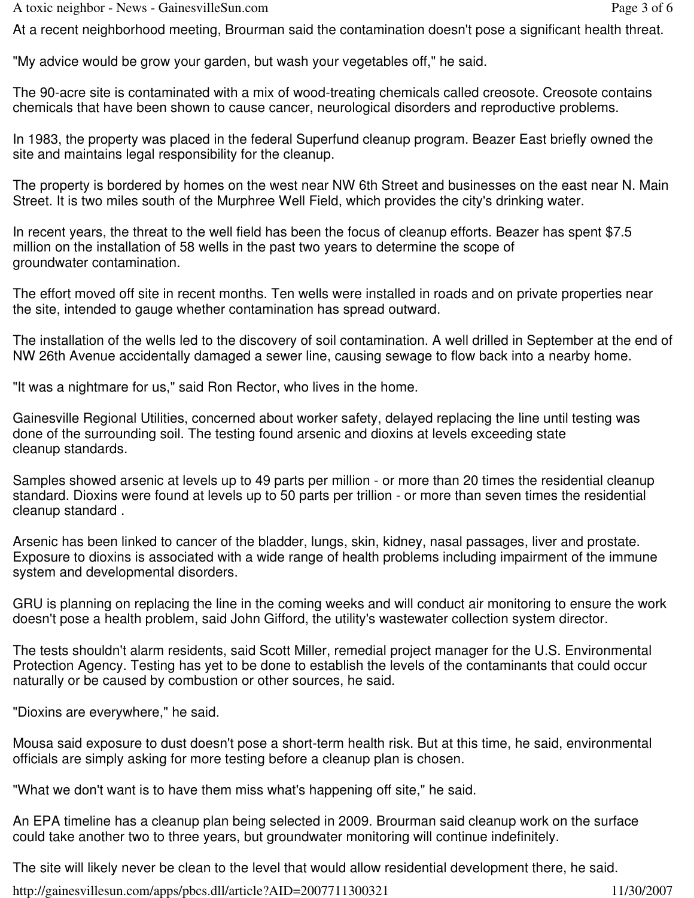At a recent neighborhood meeting, Brourman said the contamination doesn't pose a significant health threat.

"My advice would be grow your garden, but wash your vegetables off," he said.

The 90-acre site is contaminated with a mix of wood-treating chemicals called creosote. Creosote contains chemicals that have been shown to cause cancer, neurological disorders and reproductive problems.

In 1983, the property was placed in the federal Superfund cleanup program. Beazer East briefly owned the site and maintains legal responsibility for the cleanup.

The property is bordered by homes on the west near NW 6th Street and businesses on the east near N. Main Street. It is two miles south of the Murphree Well Field, which provides the city's drinking water.

In recent years, the threat to the well field has been the focus of cleanup efforts. Beazer has spent $7.5 million on the installation of 58 wells in the past two years to determine the scope of groundwater contamination.

The effort moved off site in recent months. Ten wells were installed in roads and on private properties near the site, intended to gauge whether contamination has spread outward.

The installation of the wells led to the discovery of soil contamination. A well drilled in September at the end of NW 26th Avenue accidentally damaged a sewer line, causing sewage to flow back into a nearby home.

"It was a nightmare for us," said Ron Rector, who lives in the home.

Gainesville Regional Utilities, concerned about worker safety, delayed replacing the line until testing was done of the surrounding soil. The testing found arsenic and dioxins at levels exceeding state cleanup standards.

Samples showed arsenic at levels up to 49 parts per million - or more than 20 times the residential cleanup standard. Dioxins were found at levels up to 50 parts per trillion - or more than seven times the residential cleanup standard .

Arsenic has been linked to cancer of the bladder, lungs, skin, kidney, nasal passages, liver and prostate. Exposure to dioxins is associated with a wide range of health problems including impairment of the immune system and developmental disorders.

GRU is planning on replacing the line in the coming weeks and will conduct air monitoring to ensure the work doesn't pose a health problem, said John Gifford, the utility's wastewater collection system director.

The tests shouldn't alarm residents, said Scott Miller, remedial project manager for the U.S. Environmental Protection Agency. Testing has yet to be done to establish the levels of the contaminants that could occur naturally or be caused by combustion or other sources, he said.

"Dioxins are everywhere," he said.

Mousa said exposure to dust doesn't pose a short-term health risk. But at this time, he said, environmental officials are simply asking for more testing before a cleanup plan is chosen.

"What we don't want is to have them miss what's happening off site," he said.

An EPA timeline has a cleanup plan being selected in 2009. Brourman said cleanup work on the surface could take another two to three years, but groundwater monitoring will continue indefinitely.

The site will likely never be clean to the level that would allow residential development there, he said.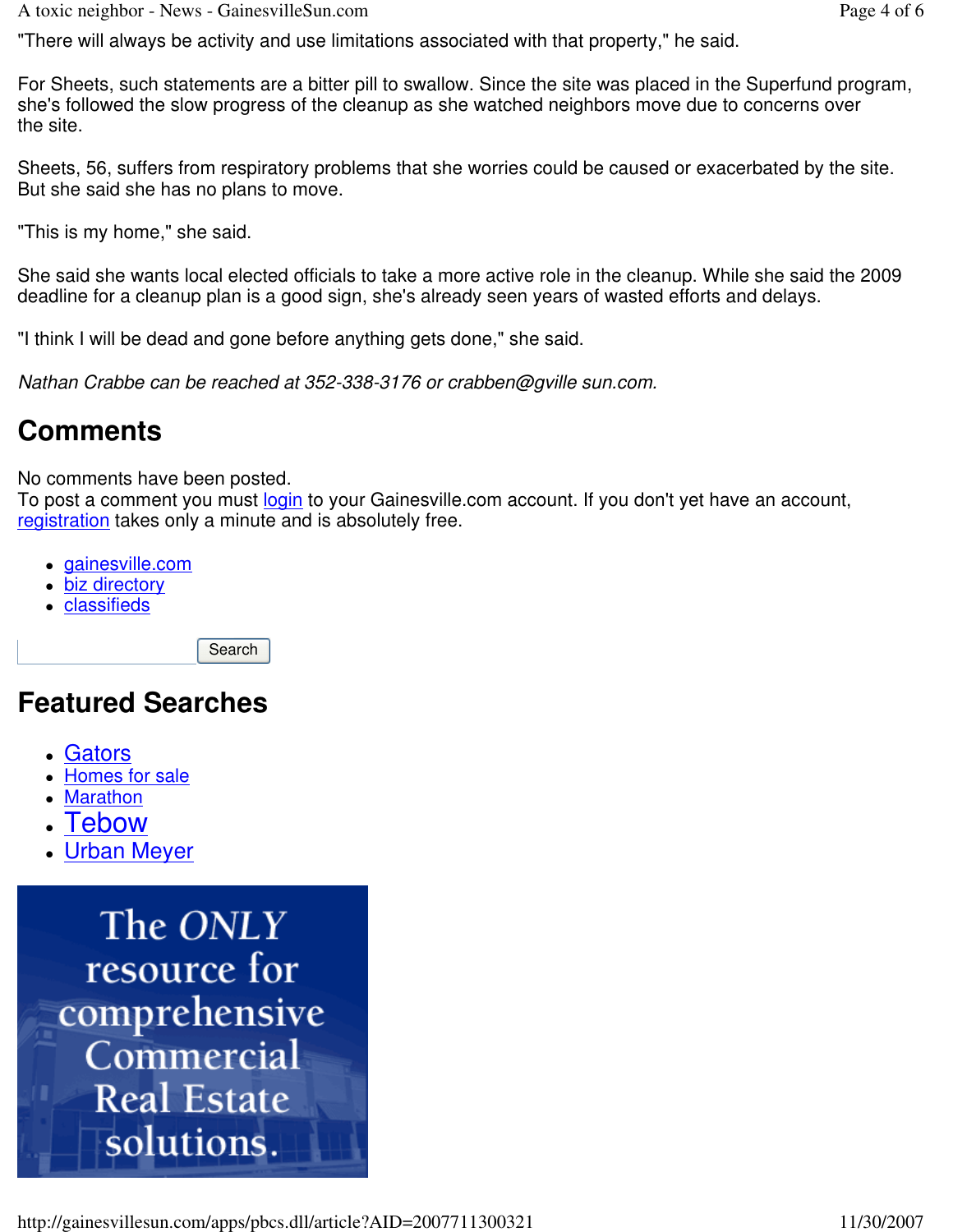"There will always be activity and use limitations associated with that property," he said.

For Sheets, such statements are a bitter pill to swallow. Since the site was placed in the Superfund program, she's followed the slow progress of the cleanup as she watched neighbors move due to concerns over the site.

Sheets, 56, suffers from respiratory problems that she worries could be caused or exacerbated by the site. But she said she has no plans to move.

"This is my home," she said.

She said she wants local elected officials to take a more active role in the cleanup. While she said the 2009 deadline for a cleanup plan is a good sign, she's already seen years of wasted efforts and delays.

"I think I will be dead and gone before anything gets done," she said.

*Nathan Crabbe can be reached at 352-338-3176 or crabben@gville sun.com.*

## Comments

No comments have been posted.
To post a comment you must login to your Gainesville.com account. If you don't yet have an account, registration takes only a minute and is absolutely free.

- gainesville.com
- biz directory
- classifieds

Search

## Featured Searches

- Gators
- Homes for sale
- Marathon
- Tebow
- Urban Meyer

The *ONLY* resource for comprehensive Commercial Real Estate solutions.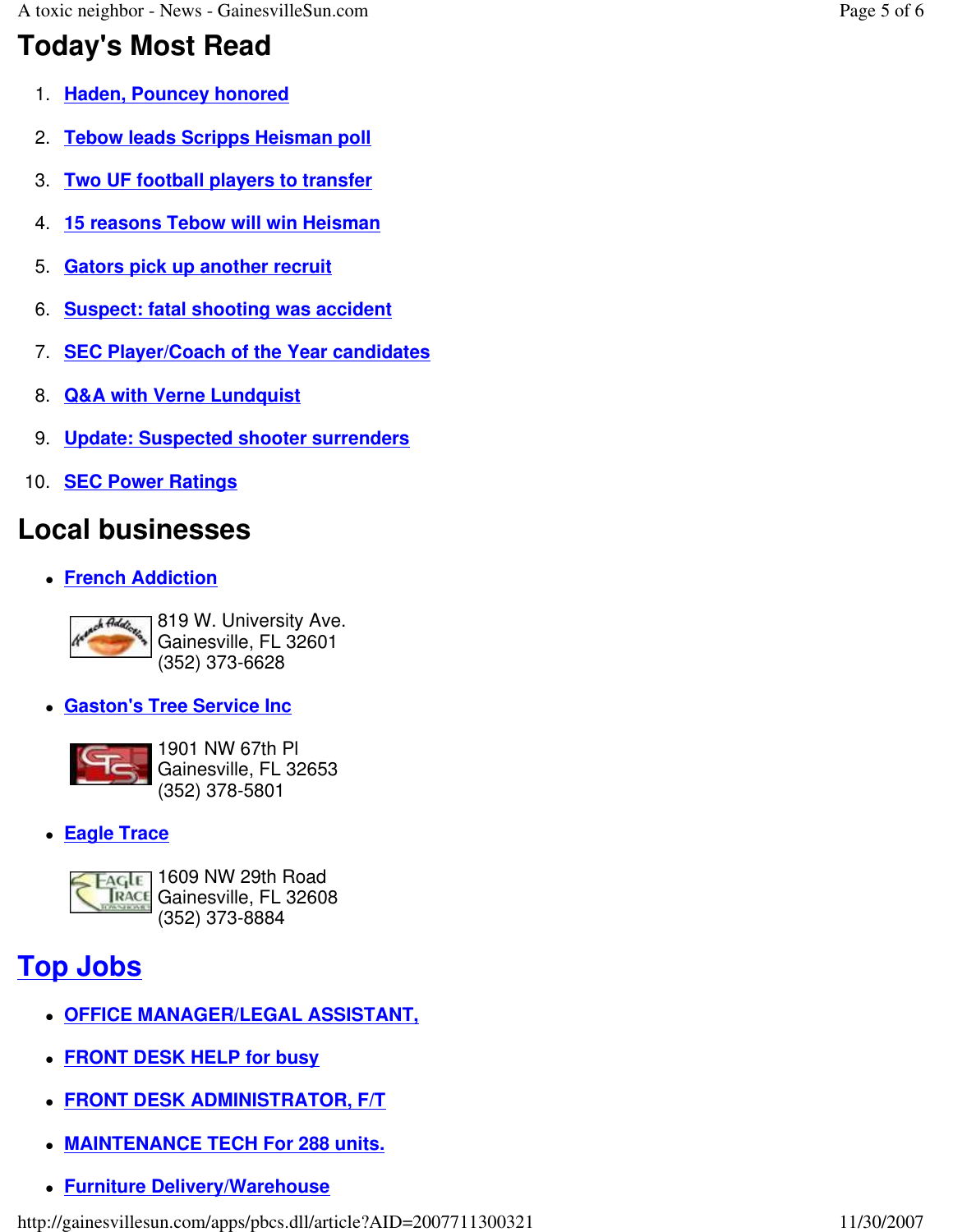## Today's Most Read

1. Haden, Pouncey honored
2. Tebow leads Scripps Heisman poll
3. Two UF football players to transfer
4. 15 reasons Tebow will win Heisman
5. Gators pick up another recruit
6. Suspect: fatal shooting was accident
7. SEC Player/Coach of the Year candidates
8. Q&A with Verne Lundquist
9. Update: Suspected shooter surrenders
10. SEC Power Ratings

## Local businesses

- **French Addiction**

  819 W. University Ave.
  Gainesville, FL 32601
  (352) 373-6628

- **Gaston's Tree Service Inc**

  1901 NW 67th Pl
  Gainesville, FL 32653
  (352) 378-5801

- **Eagle Trace**

  1609 NW 29th Road
  Gainesville, FL 32608
  (352) 373-8884

## Top Jobs

- OFFICE MANAGER/LEGAL ASSISTANT,
- FRONT DESK HELP for busy
- FRONT DESK ADMINISTRATOR, F/T
- MAINTENANCE TECH For 288 units.
- Furniture Delivery/Warehouse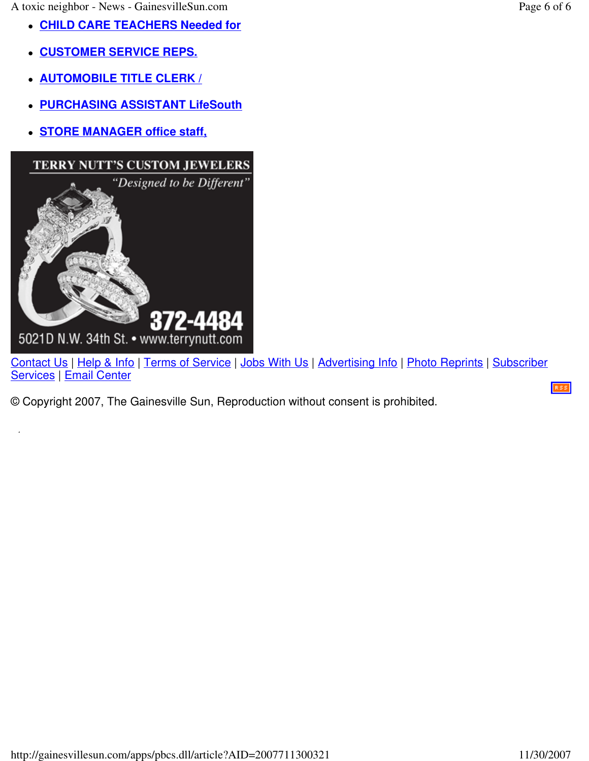- **CHILD CARE TEACHERS Needed for**
- **CUSTOMER SERVICE REPS.**
- **AUTOMOBILE TITLE CLERK /**
- **PURCHASING ASSISTANT LifeSouth**
- **STORE MANAGER office staff,**

TERRY NUTT'S CUSTOM JEWELERS

*"Designed to be Different"*

372-4484

5021D N.W. 34th St. • www.terrynutt.com

Contact Us | Help & Info | Terms of Service | Jobs With Us | Advertising Info | Photo Reprints | Subscriber Services | Email Center

RSS

© Copyright 2007, The Gainesville Sun, Reproduction without consent is prohibited.